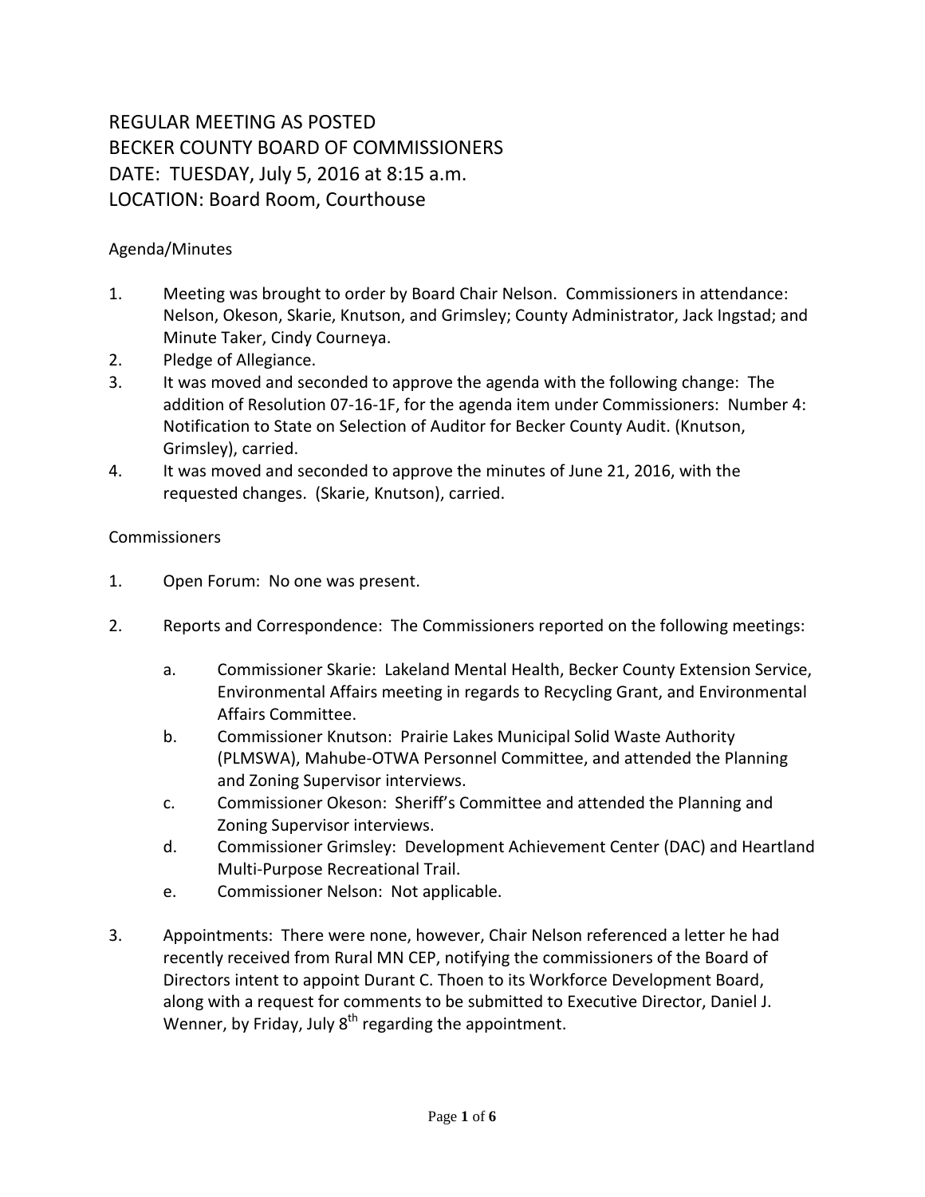# REGULAR MEETING AS POSTED
# BECKER COUNTY BOARD OF COMMISSIONERS
# DATE: TUESDAY, July 5, 2016 at 8:15 a.m.
# LOCATION: Board Room, Courthouse

## Agenda/Minutes

1. Meeting was brought to order by Board Chair Nelson. Commissioners in attendance: Nelson, Okeson, Skarie, Knutson, and Grimsley; County Administrator, Jack Ingstad; and Minute Taker, Cindy Courneya.
2. Pledge of Allegiance.
3. It was moved and seconded to approve the agenda with the following change: The addition of Resolution 07-16-1F, for the agenda item under Commissioners: Number 4: Notification to State on Selection of Auditor for Becker County Audit. (Knutson, Grimsley), carried.
4. It was moved and seconded to approve the minutes of June 21, 2016, with the requested changes. (Skarie, Knutson), carried.

## Commissioners

1. Open Forum: No one was present.

2. Reports and Correspondence: The Commissioners reported on the following meetings:

   a. Commissioner Skarie: Lakeland Mental Health, Becker County Extension Service, Environmental Affairs meeting in regards to Recycling Grant, and Environmental Affairs Committee.
   
   b. Commissioner Knutson: Prairie Lakes Municipal Solid Waste Authority (PLMSWA), Mahube-OTWA Personnel Committee, and attended the Planning and Zoning Supervisor interviews.
   
   c. Commissioner Okeson: Sheriff's Committee and attended the Planning and Zoning Supervisor interviews.
   
   d. Commissioner Grimsley: Development Achievement Center (DAC) and Heartland Multi-Purpose Recreational Trail.
   
   e. Commissioner Nelson: Not applicable.

3. Appointments: There were none, however, Chair Nelson referenced a letter he had recently received from Rural MN CEP, notifying the commissioners of the Board of Directors intent to appoint Durant C. Thoen to its Workforce Development Board, along with a request for comments to be submitted to Executive Director, Daniel J. Wenner, by Friday, July 8th regarding the appointment.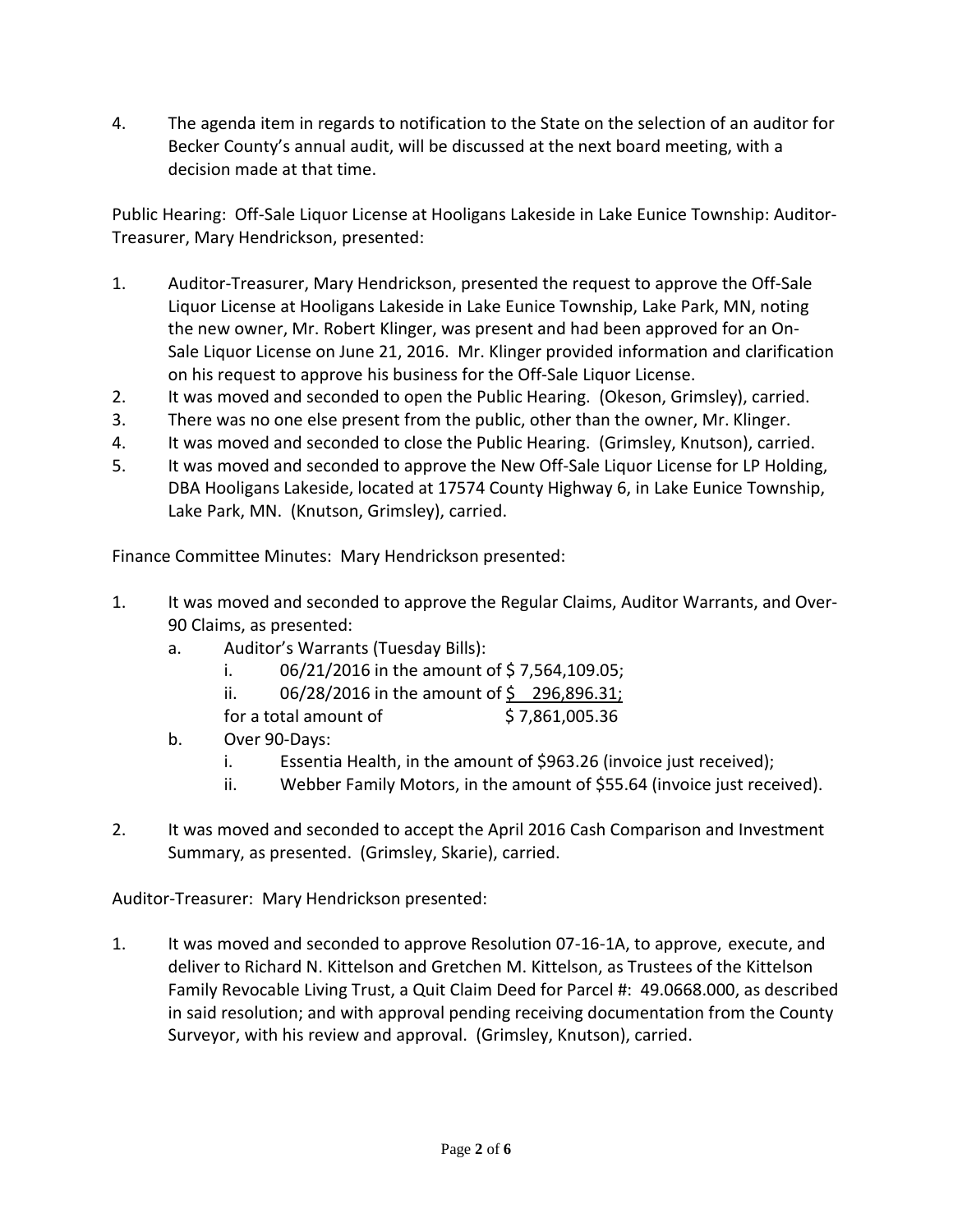4. The agenda item in regards to notification to the State on the selection of an auditor for Becker County's annual audit, will be discussed at the next board meeting, with a decision made at that time.

Public Hearing: Off-Sale Liquor License at Hooligans Lakeside in Lake Eunice Township: Auditor-Treasurer, Mary Hendrickson, presented:

1. Auditor-Treasurer, Mary Hendrickson, presented the request to approve the Off-Sale Liquor License at Hooligans Lakeside in Lake Eunice Township, Lake Park, MN, noting the new owner, Mr. Robert Klinger, was present and had been approved for an On-Sale Liquor License on June 21, 2016. Mr. Klinger provided information and clarification on his request to approve his business for the Off-Sale Liquor License.
2. It was moved and seconded to open the Public Hearing. (Okeson, Grimsley), carried.
3. There was no one else present from the public, other than the owner, Mr. Klinger.
4. It was moved and seconded to close the Public Hearing. (Grimsley, Knutson), carried.
5. It was moved and seconded to approve the New Off-Sale Liquor License for LP Holding, DBA Hooligans Lakeside, located at 17574 County Highway 6, in Lake Eunice Township, Lake Park, MN. (Knutson, Grimsley), carried.

Finance Committee Minutes: Mary Hendrickson presented:

1. It was moved and seconded to approve the Regular Claims, Auditor Warrants, and Over-90 Claims, as presented:
   a. Auditor's Warrants (Tuesday Bills):
      i. 06/21/2016 in the amount of $ 7,564,109.05;
      ii. 06/28/2016 in the amount of $ 296,896.31;
      for a total amount of $ 7,861,005.36
   b. Over 90-Days:
      i. Essentia Health, in the amount of $963.26 (invoice just received);
      ii. Webber Family Motors, in the amount of $55.64 (invoice just received).
2. It was moved and seconded to accept the April 2016 Cash Comparison and Investment Summary, as presented. (Grimsley, Skarie), carried.

Auditor-Treasurer: Mary Hendrickson presented:

1. It was moved and seconded to approve Resolution 07-16-1A, to approve, execute, and deliver to Richard N. Kittelson and Gretchen M. Kittelson, as Trustees of the Kittelson Family Revocable Living Trust, a Quit Claim Deed for Parcel #: 49.0668.000, as described in said resolution; and with approval pending receiving documentation from the County Surveyor, with his review and approval. (Grimsley, Knutson), carried.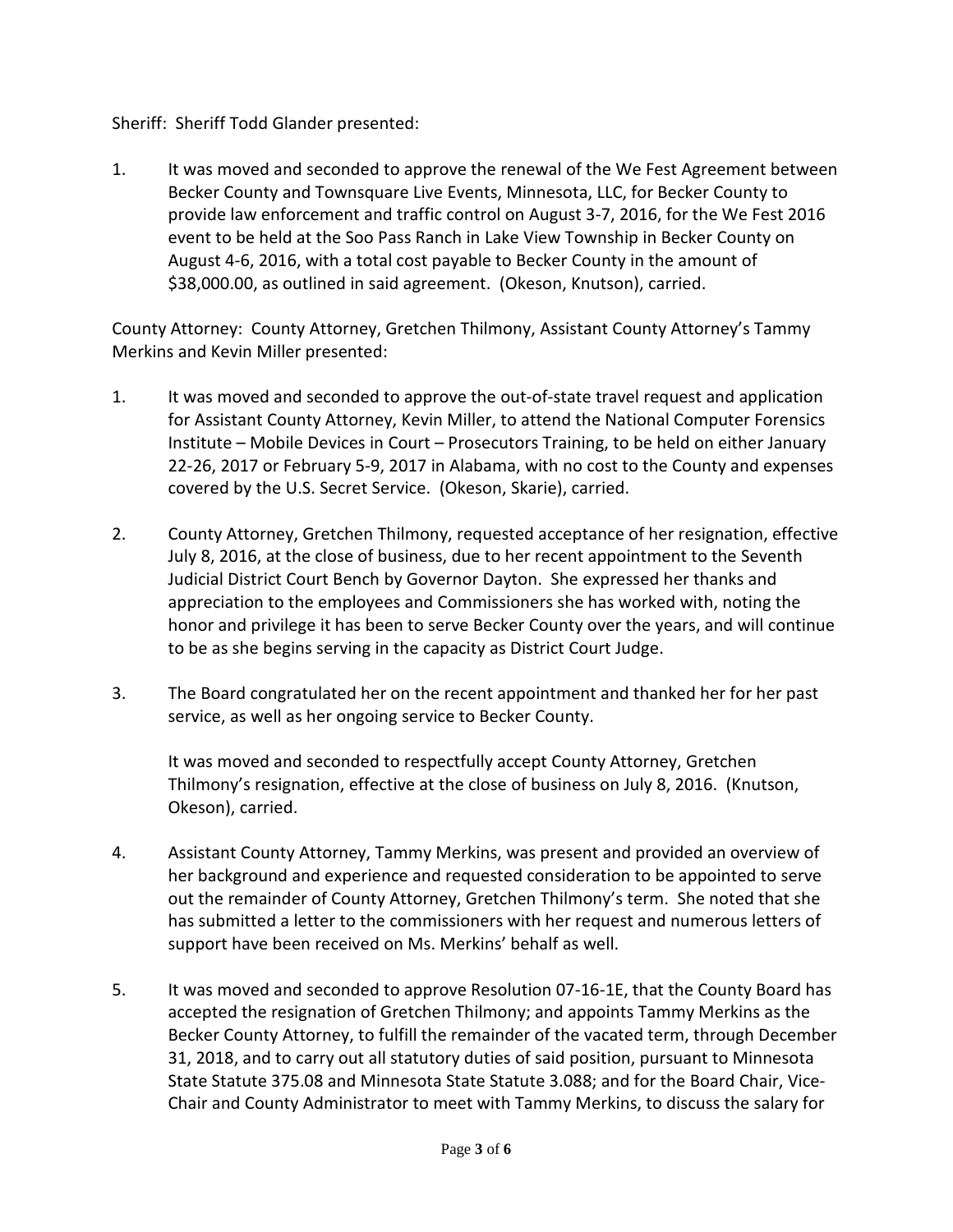Sheriff: Sheriff Todd Glander presented:

1. It was moved and seconded to approve the renewal of the We Fest Agreement between Becker County and Townsquare Live Events, Minnesota, LLC, for Becker County to provide law enforcement and traffic control on August 3-7, 2016, for the We Fest 2016 event to be held at the Soo Pass Ranch in Lake View Township in Becker County on August 4-6, 2016, with a total cost payable to Becker County in the amount of $38,000.00, as outlined in said agreement. (Okeson, Knutson), carried.

County Attorney: County Attorney, Gretchen Thilmony, Assistant County Attorney's Tammy Merkins and Kevin Miller presented:

1. It was moved and seconded to approve the out-of-state travel request and application for Assistant County Attorney, Kevin Miller, to attend the National Computer Forensics Institute – Mobile Devices in Court – Prosecutors Training, to be held on either January 22-26, 2017 or February 5-9, 2017 in Alabama, with no cost to the County and expenses covered by the U.S. Secret Service. (Okeson, Skarie), carried.

2. County Attorney, Gretchen Thilmony, requested acceptance of her resignation, effective July 8, 2016, at the close of business, due to her recent appointment to the Seventh Judicial District Court Bench by Governor Dayton. She expressed her thanks and appreciation to the employees and Commissioners she has worked with, noting the honor and privilege it has been to serve Becker County over the years, and will continue to be as she begins serving in the capacity as District Court Judge.

3. The Board congratulated her on the recent appointment and thanked her for her past service, as well as her ongoing service to Becker County.

   It was moved and seconded to respectfully accept County Attorney, Gretchen Thilmony's resignation, effective at the close of business on July 8, 2016. (Knutson, Okeson), carried.

4. Assistant County Attorney, Tammy Merkins, was present and provided an overview of her background and experience and requested consideration to be appointed to serve out the remainder of County Attorney, Gretchen Thilmony's term. She noted that she has submitted a letter to the commissioners with her request and numerous letters of support have been received on Ms. Merkins' behalf as well.

5. It was moved and seconded to approve Resolution 07-16-1E, that the County Board has accepted the resignation of Gretchen Thilmony; and appoints Tammy Merkins as the Becker County Attorney, to fulfill the remainder of the vacated term, through December 31, 2018, and to carry out all statutory duties of said position, pursuant to Minnesota State Statute 375.08 and Minnesota State Statute 3.088; and for the Board Chair, Vice-Chair and County Administrator to meet with Tammy Merkins, to discuss the salary for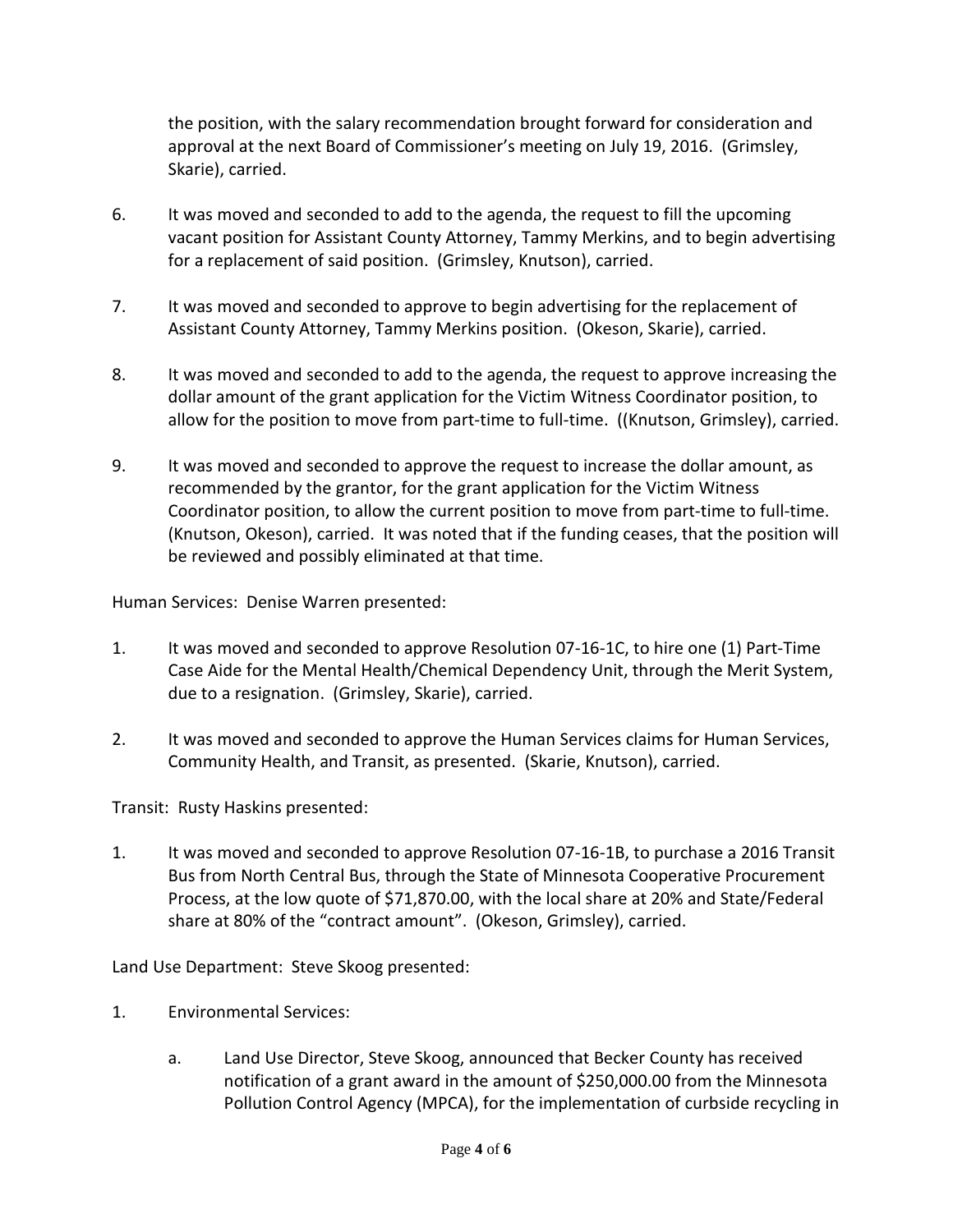the position, with the salary recommendation brought forward for consideration and approval at the next Board of Commissioner's meeting on July 19, 2016. (Grimsley, Skarie), carried.

6. It was moved and seconded to add to the agenda, the request to fill the upcoming vacant position for Assistant County Attorney, Tammy Merkins, and to begin advertising for a replacement of said position. (Grimsley, Knutson), carried.

7. It was moved and seconded to approve to begin advertising for the replacement of Assistant County Attorney, Tammy Merkins position. (Okeson, Skarie), carried.

8. It was moved and seconded to add to the agenda, the request to approve increasing the dollar amount of the grant application for the Victim Witness Coordinator position, to allow for the position to move from part-time to full-time. ((Knutson, Grimsley), carried.

9. It was moved and seconded to approve the request to increase the dollar amount, as recommended by the grantor, for the grant application for the Victim Witness Coordinator position, to allow the current position to move from part-time to full-time. (Knutson, Okeson), carried. It was noted that if the funding ceases, that the position will be reviewed and possibly eliminated at that time.

Human Services: Denise Warren presented:

1. It was moved and seconded to approve Resolution 07-16-1C, to hire one (1) Part-Time Case Aide for the Mental Health/Chemical Dependency Unit, through the Merit System, due to a resignation. (Grimsley, Skarie), carried.

2. It was moved and seconded to approve the Human Services claims for Human Services, Community Health, and Transit, as presented. (Skarie, Knutson), carried.

Transit: Rusty Haskins presented:

1. It was moved and seconded to approve Resolution 07-16-1B, to purchase a 2016 Transit Bus from North Central Bus, through the State of Minnesota Cooperative Procurement Process, at the low quote of $71,870.00, with the local share at 20% and State/Federal share at 80% of the "contract amount". (Okeson, Grimsley), carried.

Land Use Department: Steve Skoog presented:

1. Environmental Services:

   a. Land Use Director, Steve Skoog, announced that Becker County has received notification of a grant award in the amount of $250,000.00 from the Minnesota Pollution Control Agency (MPCA), for the implementation of curbside recycling in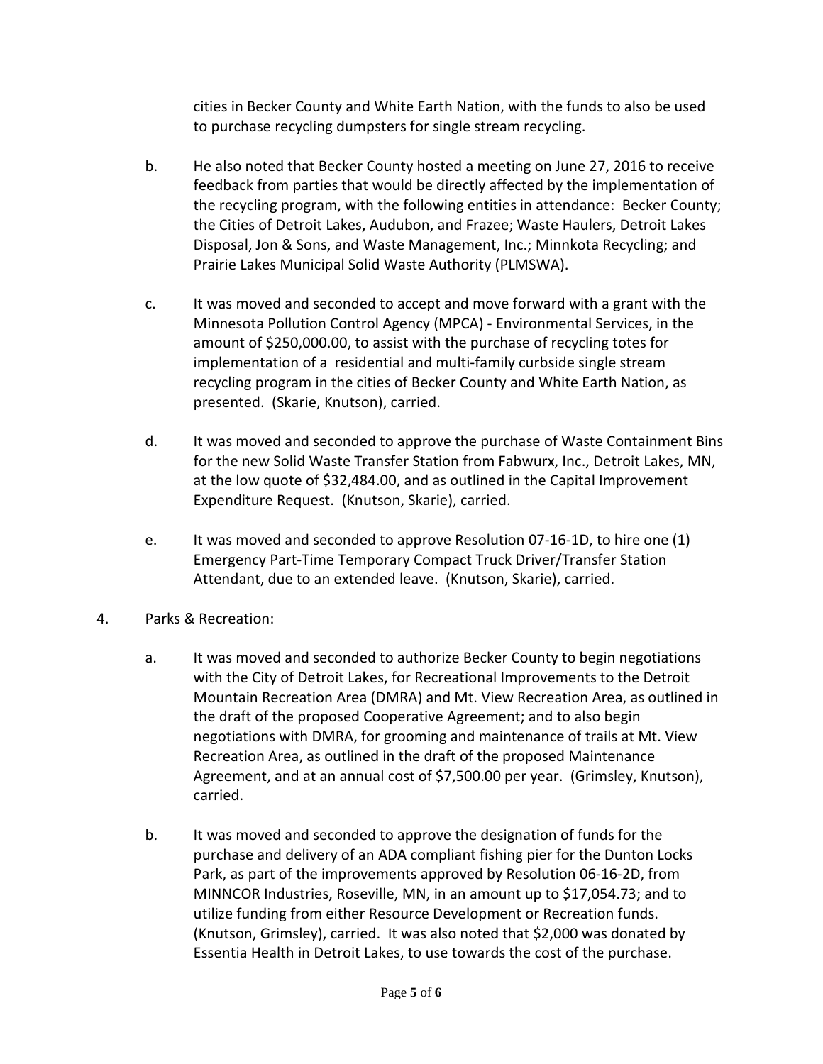cities in Becker County and White Earth Nation, with the funds to also be used to purchase recycling dumpsters for single stream recycling.

b. He also noted that Becker County hosted a meeting on June 27, 2016 to receive feedback from parties that would be directly affected by the implementation of the recycling program, with the following entities in attendance: Becker County; the Cities of Detroit Lakes, Audubon, and Frazee; Waste Haulers, Detroit Lakes Disposal, Jon & Sons, and Waste Management, Inc.; Minnkota Recycling; and Prairie Lakes Municipal Solid Waste Authority (PLMSWA).

c. It was moved and seconded to accept and move forward with a grant with the Minnesota Pollution Control Agency (MPCA) - Environmental Services, in the amount of $250,000.00, to assist with the purchase of recycling totes for implementation of a residential and multi-family curbside single stream recycling program in the cities of Becker County and White Earth Nation, as presented. (Skarie, Knutson), carried.

d. It was moved and seconded to approve the purchase of Waste Containment Bins for the new Solid Waste Transfer Station from Fabwurx, Inc., Detroit Lakes, MN, at the low quote of $32,484.00, and as outlined in the Capital Improvement Expenditure Request. (Knutson, Skarie), carried.

e. It was moved and seconded to approve Resolution 07-16-1D, to hire one (1) Emergency Part-Time Temporary Compact Truck Driver/Transfer Station Attendant, due to an extended leave. (Knutson, Skarie), carried.

4. Parks & Recreation:

a. It was moved and seconded to authorize Becker County to begin negotiations with the City of Detroit Lakes, for Recreational Improvements to the Detroit Mountain Recreation Area (DMRA) and Mt. View Recreation Area, as outlined in the draft of the proposed Cooperative Agreement; and to also begin negotiations with DMRA, for grooming and maintenance of trails at Mt. View Recreation Area, as outlined in the draft of the proposed Maintenance Agreement, and at an annual cost of $7,500.00 per year. (Grimsley, Knutson), carried.

b. It was moved and seconded to approve the designation of funds for the purchase and delivery of an ADA compliant fishing pier for the Dunton Locks Park, as part of the improvements approved by Resolution 06-16-2D, from MINNCOR Industries, Roseville, MN, in an amount up to $17,054.73; and to utilize funding from either Resource Development or Recreation funds. (Knutson, Grimsley), carried. It was also noted that $2,000 was donated by Essentia Health in Detroit Lakes, to use towards the cost of the purchase.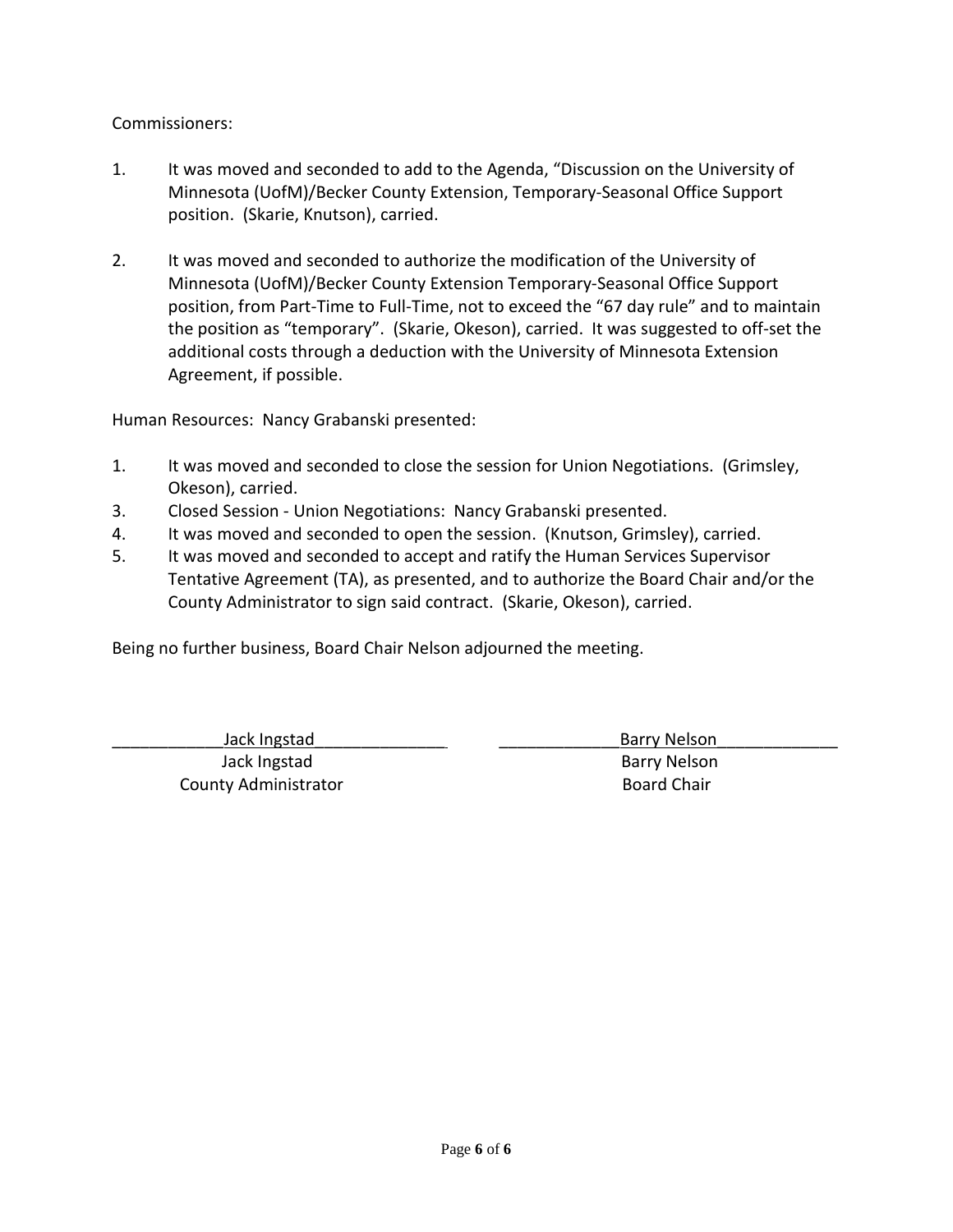Commissioners:

1. It was moved and seconded to add to the Agenda, "Discussion on the University of Minnesota (UofM)/Becker County Extension, Temporary-Seasonal Office Support position. (Skarie, Knutson), carried.

2. It was moved and seconded to authorize the modification of the University of Minnesota (UofM)/Becker County Extension Temporary-Seasonal Office Support position, from Part-Time to Full-Time, not to exceed the "67 day rule" and to maintain the position as "temporary". (Skarie, Okeson), carried. It was suggested to off-set the additional costs through a deduction with the University of Minnesota Extension Agreement, if possible.

Human Resources: Nancy Grabanski presented:

1. It was moved and seconded to close the session for Union Negotiations. (Grimsley, Okeson), carried.
3. Closed Session - Union Negotiations: Nancy Grabanski presented.
4. It was moved and seconded to open the session. (Knutson, Grimsley), carried.
5. It was moved and seconded to accept and ratify the Human Services Supervisor Tentative Agreement (TA), as presented, and to authorize the Board Chair and/or the County Administrator to sign said contract. (Skarie, Okeson), carried.

Being no further business, Board Chair Nelson adjourned the meeting.

| | |
|---|---|
| Jack Ingstad | Barry Nelson |
| Jack Ingstad | Barry Nelson |
| County Administrator | Board Chair |